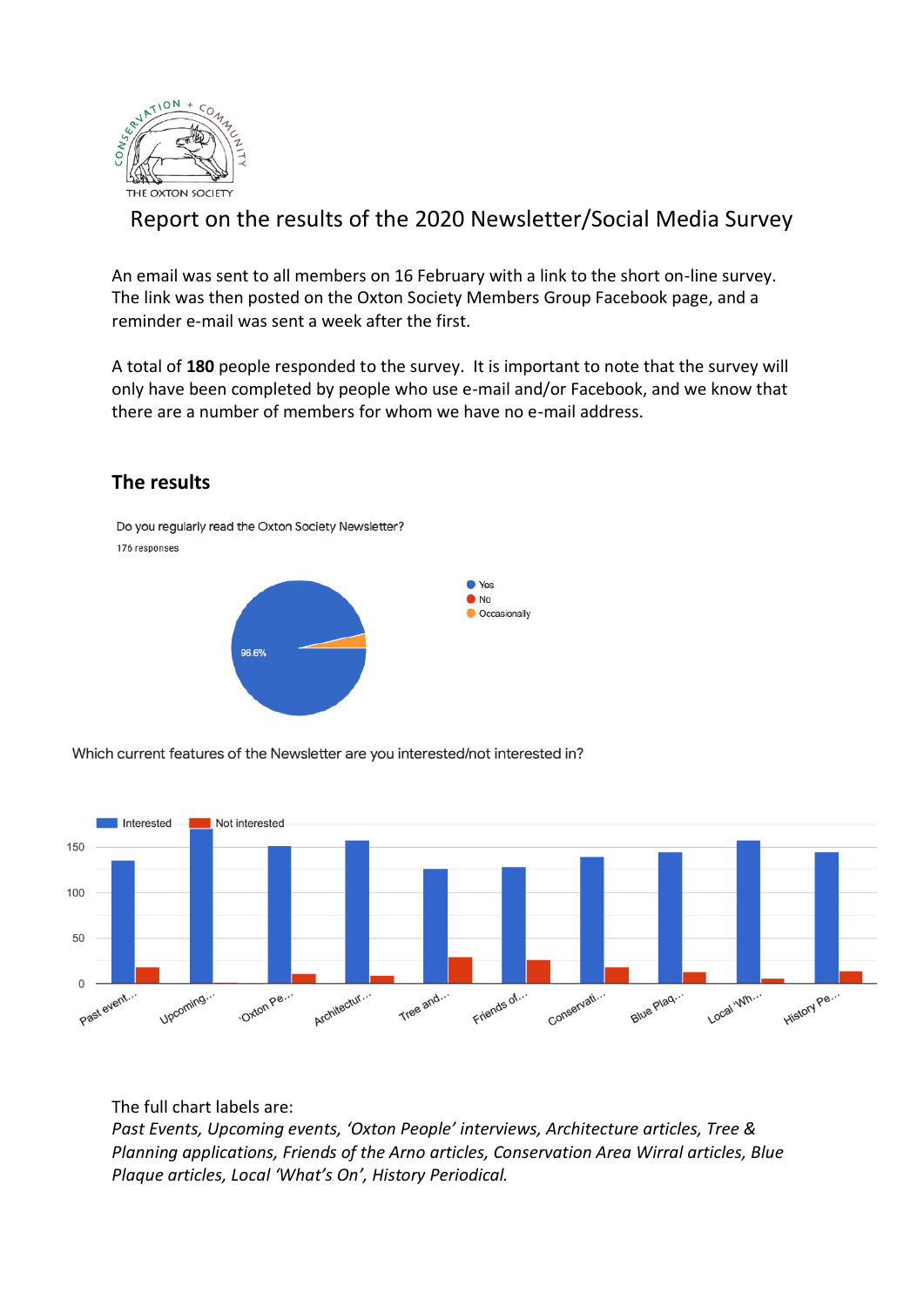CONSERVATION + COMMUNITY
THE OXTON SOCIETY

# Report on the results of the 2020 Newsletter/Social Media Survey

An email was sent to all members on 16 February with a link to the short on-line survey. The link was then posted on the Oxton Society Members Group Facebook page, and a reminder e-mail was sent a week after the first.

A total of **180** people responded to the survey. It is important to note that the survey will only have been completed by people who use e-mail and/or Facebook, and we know that there are a number of members for whom we have no e-mail address.

## The results

Do you regularly read the Oxton Society Newsletter?

176 responses

- Yes
- No
- Occasionally

96.6%

Which current features of the Newsletter are you interested/not interested in?

Interested | Not interested

150 | 100 | 50 | 0

Past event… | Upcoming… | 'Oxton Pe… | Architectur… | Tree and… | Friends of… | Conservati… | Blue Plaq… | Local 'Wh… | History Pe…

The full chart labels are:
*Past Events, Upcoming events, 'Oxton People' interviews, Architecture articles, Tree & Planning applications, Friends of the Arno articles, Conservation Area Wirral articles, Blue Plaque articles, Local 'What's On', History Periodical.*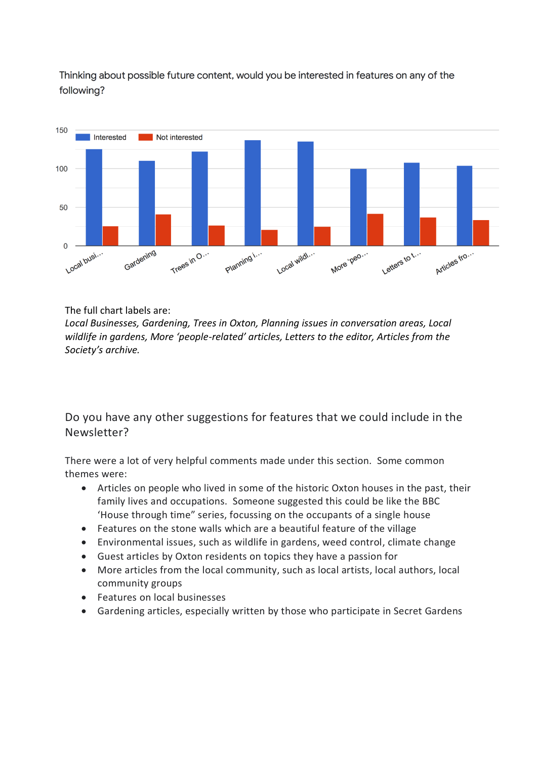Thinking about possible future content, would you be interested in features on any of the following?

The full chart labels are:
*Local Businesses, Gardening, Trees in Oxton, Planning issues in conversation areas, Local wildlife in gardens, More 'people-related' articles, Letters to the editor, Articles from the Society's archive.*

## Do you have any other suggestions for features that we could include in the Newsletter?

There were a lot of very helpful comments made under this section. Some common themes were:

- Articles on people who lived in some of the historic Oxton houses in the past, their family lives and occupations. Someone suggested this could be like the BBC 'House through time" series, focussing on the occupants of a single house
- Features on the stone walls which are a beautiful feature of the village
- Environmental issues, such as wildlife in gardens, weed control, climate change
- Guest articles by Oxton residents on topics they have a passion for
- More articles from the local community, such as local artists, local authors, local community groups
- Features on local businesses
- Gardening articles, especially written by those who participate in Secret Gardens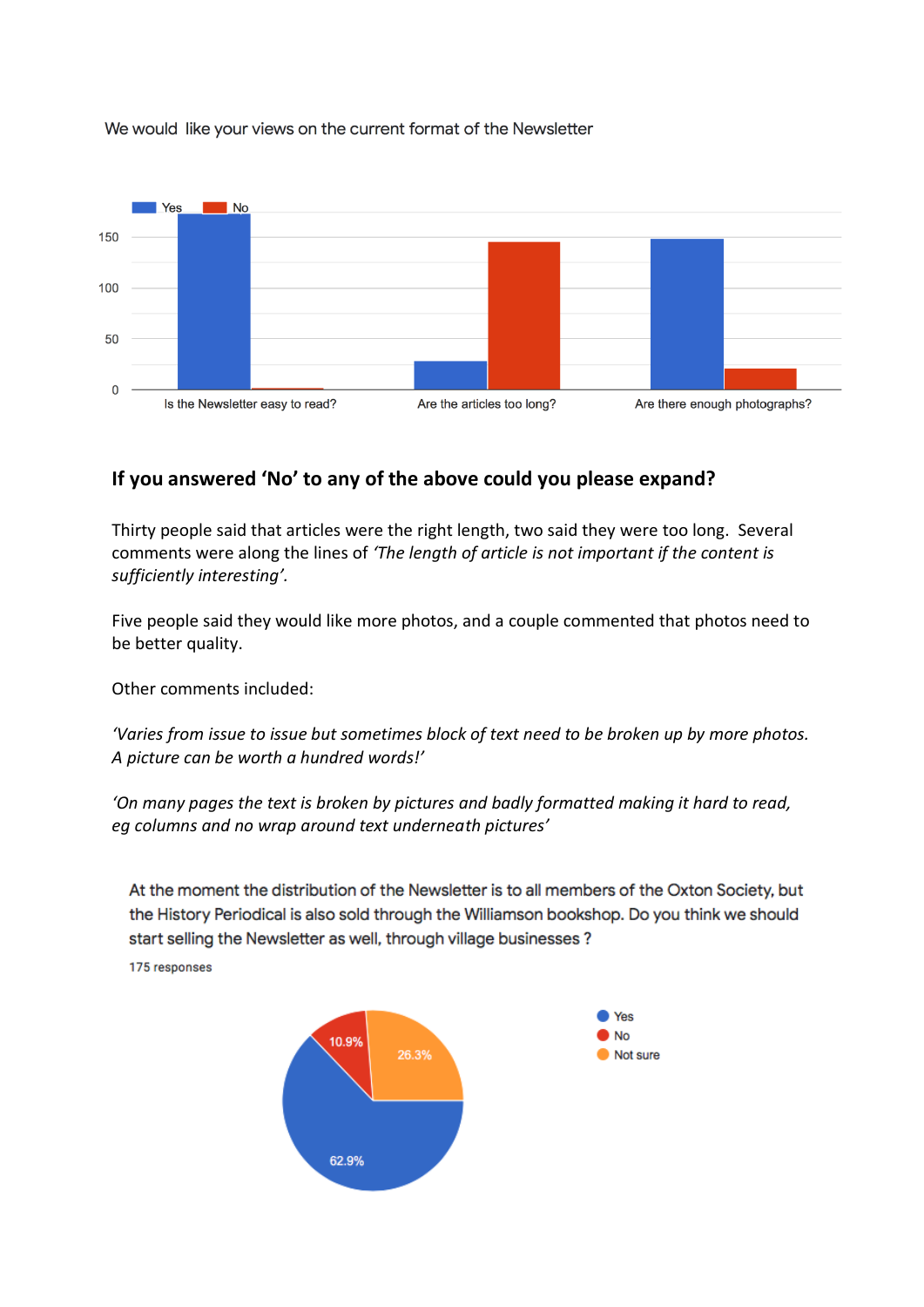We would like your views on the current format of the Newsletter

## If you answered 'No' to any of the above could you please expand?

Thirty people said that articles were the right length, two said they were too long. Several comments were along the lines of *'The length of article is not important if the content is sufficiently interesting'.*

Five people said they would like more photos, and a couple commented that photos need to be better quality.

Other comments included:

*'Varies from issue to issue but sometimes block of text need to be broken up by more photos. A picture can be worth a hundred words!'*

*'On many pages the text is broken by pictures and badly formatted making it hard to read, eg columns and no wrap around text underneath pictures'*

At the moment the distribution of the Newsletter is to all members of the Oxton Society, but the History Periodical is also sold through the Williamson bookshop. Do you think we should start selling the Newsletter as well, through village businesses ?

175 responses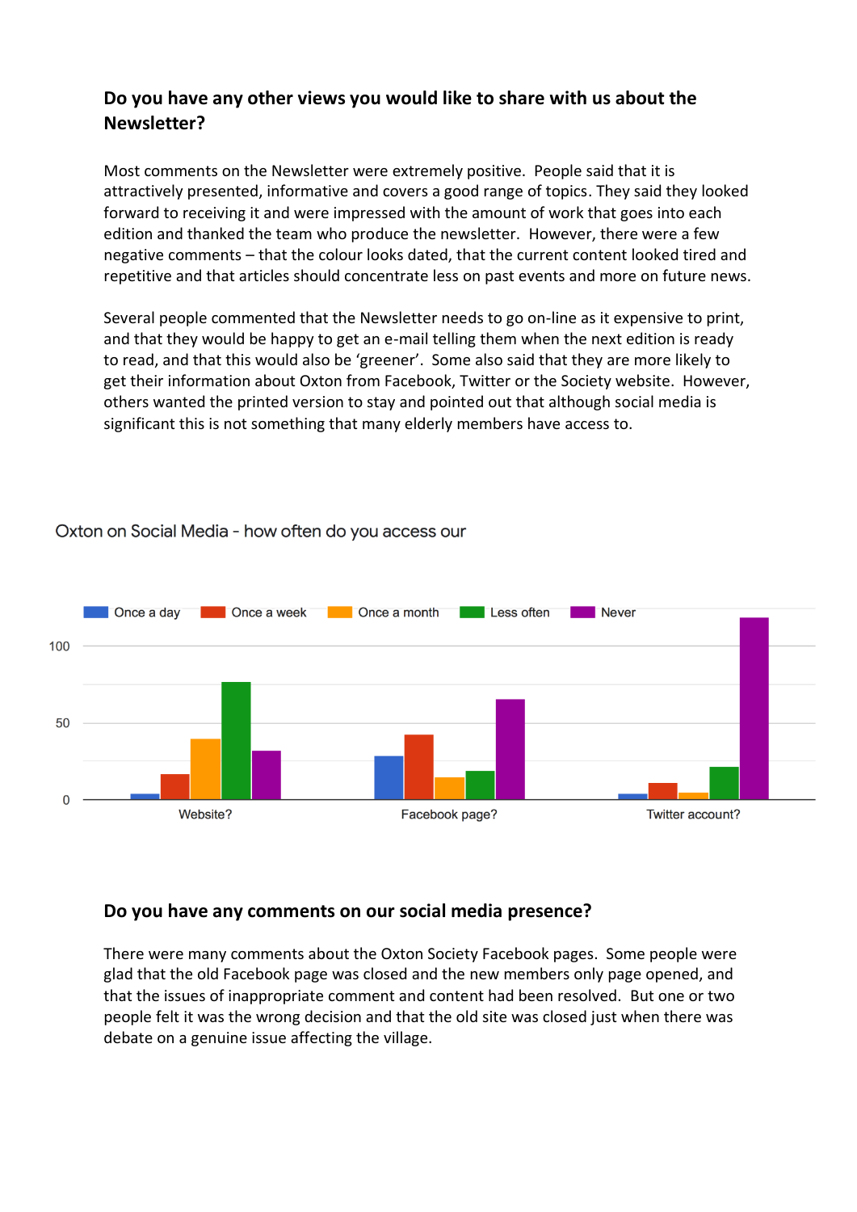### Do you have any other views you would like to share with us about the Newsletter?

Most comments on the Newsletter were extremely positive. People said that it is attractively presented, informative and covers a good range of topics. They said they looked forward to receiving it and were impressed with the amount of work that goes into each edition and thanked the team who produce the newsletter. However, there were a few negative comments – that the colour looks dated, that the current content looked tired and repetitive and that articles should concentrate less on past events and more on future news.

Several people commented that the Newsletter needs to go on-line as it expensive to print, and that they would be happy to get an e-mail telling them when the next edition is ready to read, and that this would also be 'greener'. Some also said that they are more likely to get their information about Oxton from Facebook, Twitter or the Society website. However, others wanted the printed version to stay and pointed out that although social media is significant this is not something that many elderly members have access to.

Oxton on Social Media - how often do you access our

Once a day | Once a week | Once a month | Less often | Never

100

50

0

Website? | Facebook page? | Twitter account?

### Do you have any comments on our social media presence?

There were many comments about the Oxton Society Facebook pages. Some people were glad that the old Facebook page was closed and the new members only page opened, and that the issues of inappropriate comment and content had been resolved. But one or two people felt it was the wrong decision and that the old site was closed just when there was debate on a genuine issue affecting the village.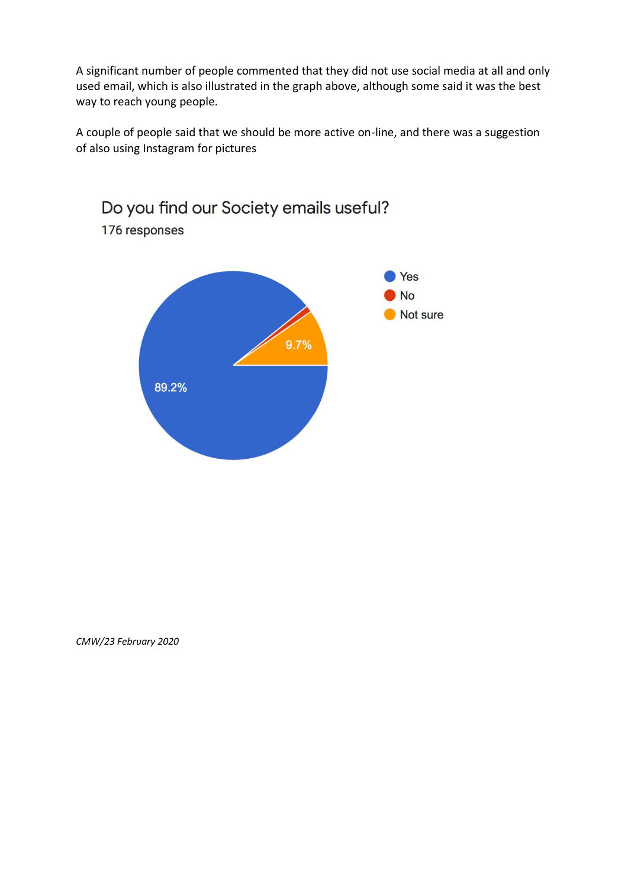A significant number of people commented that they did not use social media at all and only used email, which is also illustrated in the graph above, although some said it was the best way to reach young people.

A couple of people said that we should be more active on-line, and there was a suggestion of also using Instagram for pictures

Do you find our Society emails useful?

176 responses

Yes

No

Not sure

9.7%

89.2%

*CMW/23 February 2020*